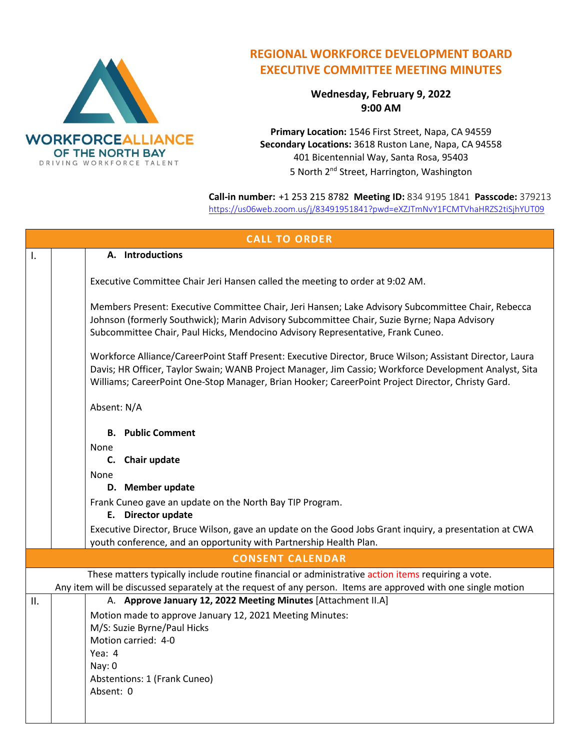WORKFORCEALLIANCE OF THE NORTH BAY
DRIVING WORKFORCE TALENT

# REGIONAL WORKFORCE DEVELOPMENT BOARD EXECUTIVE COMMITTEE MEETING MINUTES

**Wednesday, February 9, 2022**
**9:00 AM**

**Primary Location:** 1546 First Street, Napa, CA 94559
**Secondary Locations:** 3618 Ruston Lane, Napa, CA 94558
401 Bicentennial Way, Santa Rosa, 95403
5 North 2nd Street, Harrington, Washington

**Call-in number:** +1 253 215 8782 **Meeting ID:** 834 9195 1841 **Passcode:** 379213
https://us06web.zoom.us/j/83491951841?pwd=eXZJTmNvY1FCMTVhaHRZS2tiSjhYUT09

## CALL TO ORDER

I.

**A. Introductions**

Executive Committee Chair Jeri Hansen called the meeting to order at 9:02 AM.

Members Present: Executive Committee Chair, Jeri Hansen; Lake Advisory Subcommittee Chair, Rebecca Johnson (formerly Southwick); Marin Advisory Subcommittee Chair, Suzie Byrne; Napa Advisory Subcommittee Chair, Paul Hicks, Mendocino Advisory Representative, Frank Cuneo.

Workforce Alliance/CareerPoint Staff Present: Executive Director, Bruce Wilson; Assistant Director, Laura Davis; HR Officer, Taylor Swain; WANB Project Manager, Jim Cassio; Workforce Development Analyst, Sita Williams; CareerPoint One-Stop Manager, Brian Hooker; CareerPoint Project Director, Christy Gard.

Absent: N/A

**B. Public Comment**

None

**C. Chair update**

None

**D. Member update**

Frank Cuneo gave an update on the North Bay TIP Program.

**E. Director update**

Executive Director, Bruce Wilson, gave an update on the Good Jobs Grant inquiry, a presentation at CWA youth conference, and an opportunity with Partnership Health Plan.

## CONSENT CALENDAR

These matters typically include routine financial or administrative action items requiring a vote.
Any item will be discussed separately at the request of any person. Items are approved with one single motion

II.

A. **Approve January 12, 2022 Meeting Minutes** [Attachment II.A]

Motion made to approve January 12, 2021 Meeting Minutes:
M/S: Suzie Byrne/Paul Hicks
Motion carried: 4-0
Yea: 4
Nay: 0
Abstentions: 1 (Frank Cuneo)
Absent: 0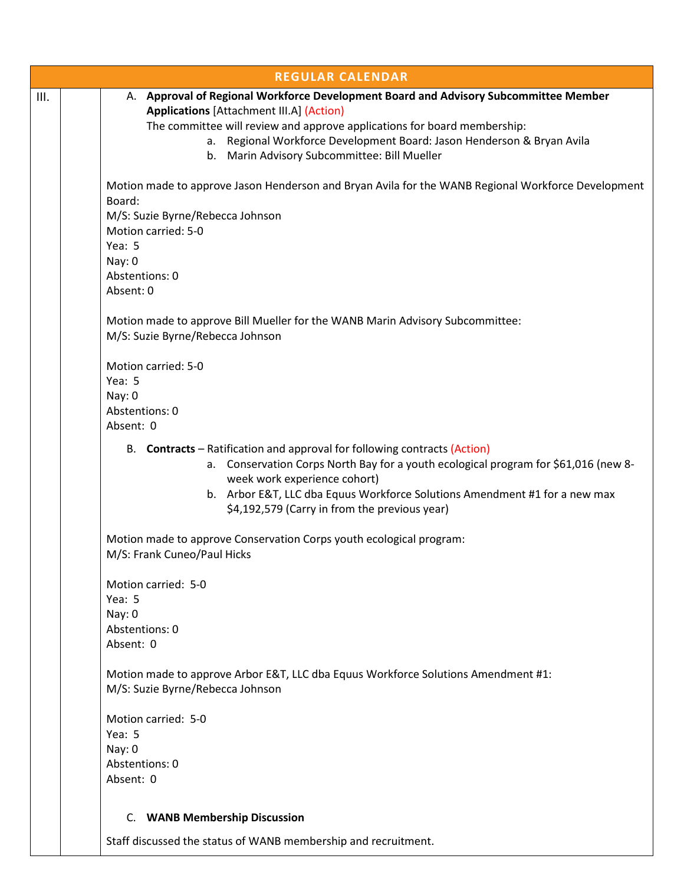## REGULAR CALENDAR

III.

A. **Approval of Regional Workforce Development Board and Advisory Subcommittee Member Applications** [Attachment III.A] (Action)

The committee will review and approve applications for board membership:

a. Regional Workforce Development Board: Jason Henderson & Bryan Avila
b. Marin Advisory Subcommittee: Bill Mueller

Motion made to approve Jason Henderson and Bryan Avila for the WANB Regional Workforce Development Board:
M/S: Suzie Byrne/Rebecca Johnson
Motion carried: 5-0
Yea: 5
Nay: 0
Abstentions: 0
Absent: 0

Motion made to approve Bill Mueller for the WANB Marin Advisory Subcommittee:
M/S: Suzie Byrne/Rebecca Johnson

Motion carried: 5-0
Yea: 5
Nay: 0
Abstentions: 0
Absent: 0

B. **Contracts** – Ratification and approval for following contracts (Action)

a. Conservation Corps North Bay for a youth ecological program for $61,016 (new 8-week work experience cohort)
b. Arbor E&T, LLC dba Equus Workforce Solutions Amendment #1 for a new max $4,192,579 (Carry in from the previous year)

Motion made to approve Conservation Corps youth ecological program:
M/S: Frank Cuneo/Paul Hicks

Motion carried: 5-0
Yea: 5
Nay: 0
Abstentions: 0
Absent: 0

Motion made to approve Arbor E&T, LLC dba Equus Workforce Solutions Amendment #1:
M/S: Suzie Byrne/Rebecca Johnson

Motion carried: 5-0
Yea: 5
Nay: 0
Abstentions: 0
Absent: 0

C. **WANB Membership Discussion**

Staff discussed the status of WANB membership and recruitment.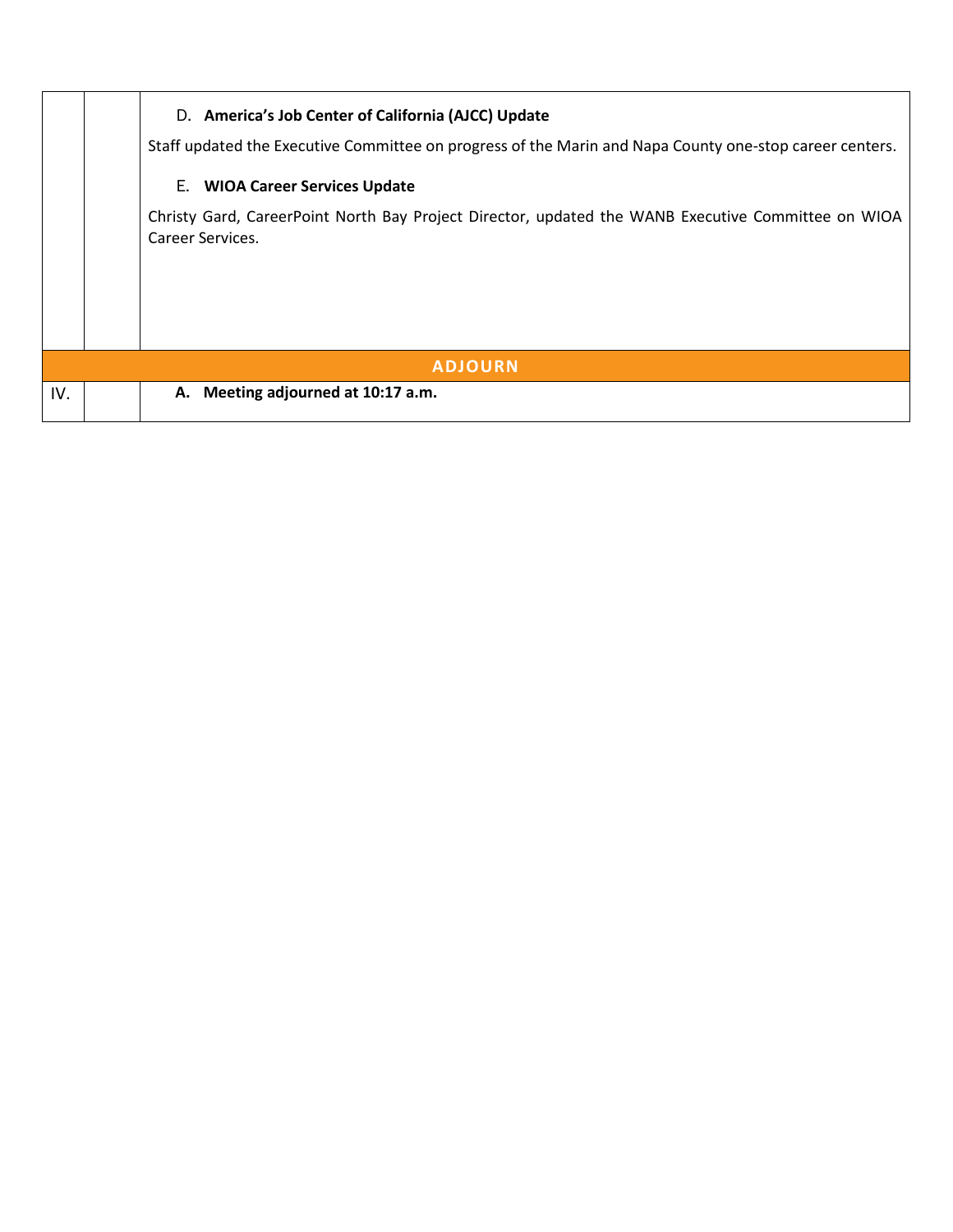| | | |
|---|---|---|
| | | D. **America's Job Center of California (AJCC) Update**<br><br>Staff updated the Executive Committee on progress of the Marin and Napa County one-stop career centers.<br><br>E. **WIOA Career Services Update**<br><br>Christy Gard, CareerPoint North Bay Project Director, updated the WANB Executive Committee on WIOA Career Services. |
| **ADJOURN** | | |
| IV. | | **A. Meeting adjourned at 10:17 a.m.** |